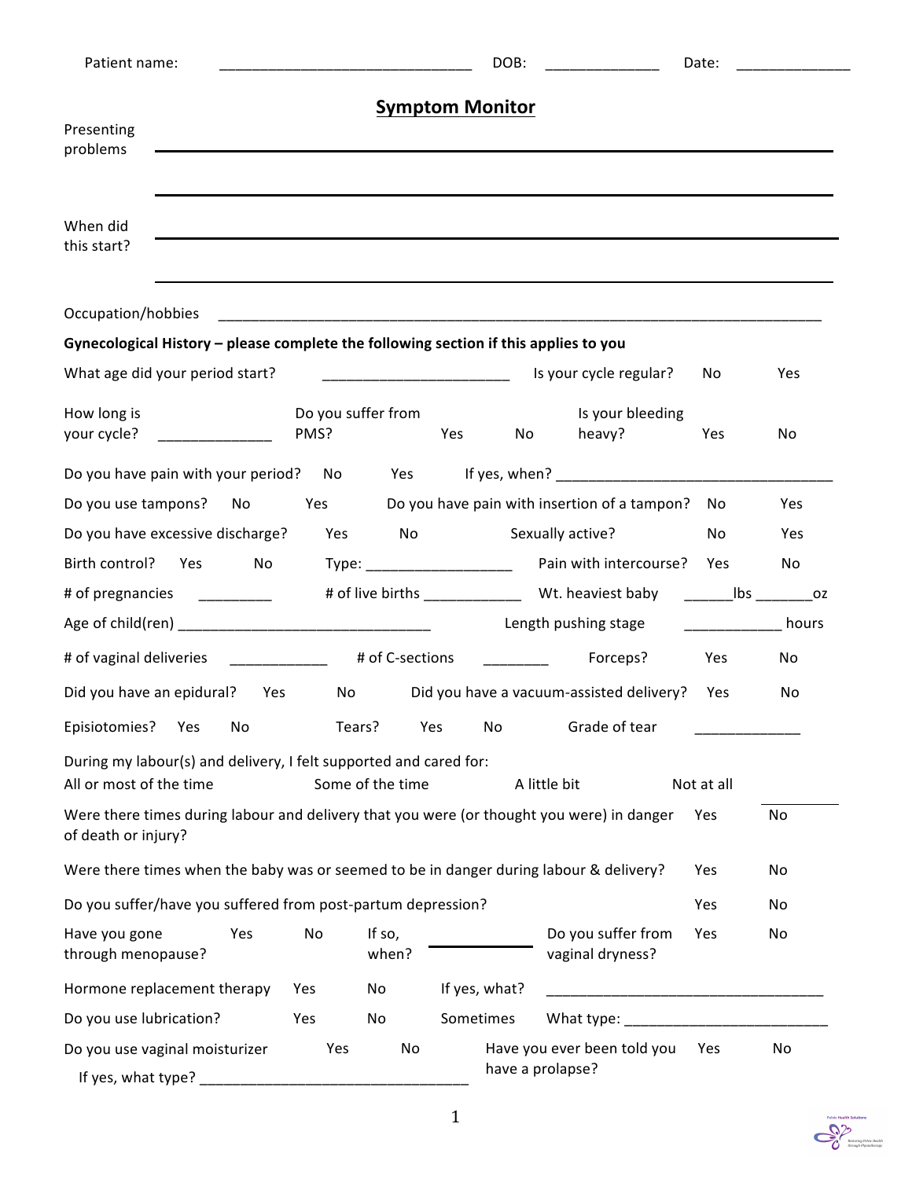Patient name: _______________________________ DOB: ______________ Date: ______________

## Symptom Monitor

Presenting problems ___________________________________________________________________

___________________________________________________________________

When did this start? ___________________________________________________________________

___________________________________________________________________

Occupation/hobbies ___________________________________________________________________

**Gynecological History – please complete the following section if this applies to you**

What age did your period start? _______________________ Is your cycle regular? No Yes

How long is your cycle? ______________ Do you suffer from PMS? Yes No Is your bleeding heavy? Yes No

Do you have pain with your period? No Yes If yes, when? __________________________________

Do you use tampons? No Yes Do you have pain with insertion of a tampon? No Yes

Do you have excessive discharge? Yes No Sexually active? No Yes

Birth control? Yes No Type: __________________ Pain with intercourse? Yes No

# of pregnancies _________ # of live births ____________ Wt. heaviest baby ______lbs _______oz

Age of child(ren) _______________________________ Length pushing stage ____________ hours

# of vaginal deliveries ____________ # of C-sections ________ Forceps? Yes No

Did you have an epidural? Yes No Did you have a vacuum-assisted delivery? Yes No

Episiotomies? Yes No Tears? Yes No Grade of tear _____________

During my labour(s) and delivery, I felt supported and cared for:

All or most of the time Some of the time A little bit Not at all

Were there times during labour and delivery that you were (or thought you were) in danger of death or injury? Yes No

Were there times when the baby was or seemed to be in danger during labour & delivery? Yes No

Do you suffer/have you suffered from post-partum depression? Yes No

Have you gone through menopause? Yes No If so, when? ____________ Do you suffer from vaginal dryness? Yes No

Hormone replacement therapy Yes No If yes, what? __________________________________

Do you use lubrication? Yes No Sometimes What type: _________________________

Do you use vaginal moisturizer Yes No Have you ever been told you have a prolapse? Yes No

If yes, what type? ________________________________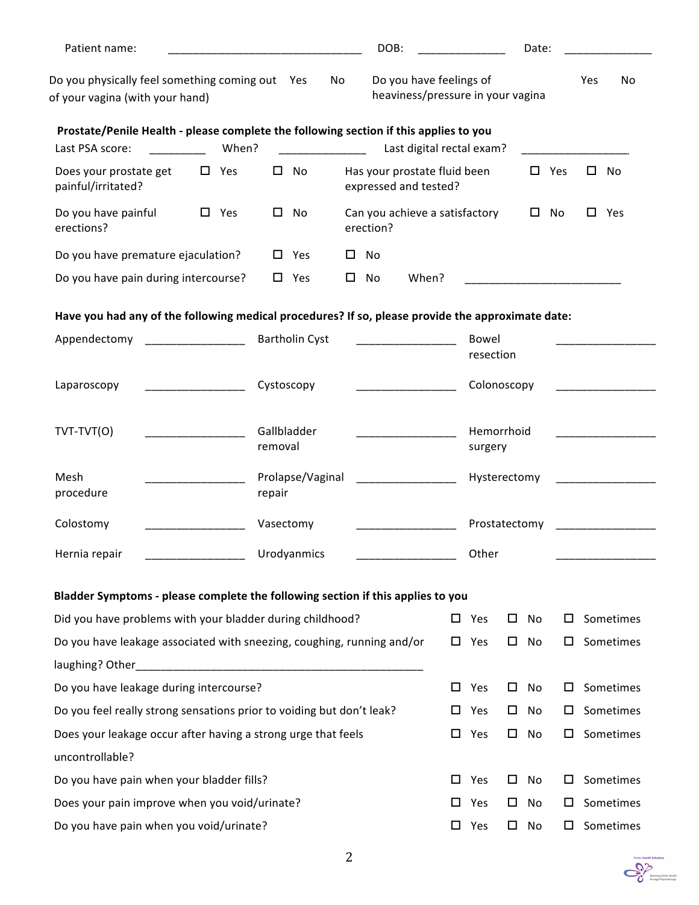Patient name: ________________________________ DOB: ______________ Date: ______________

| | | | | | |
|---|---|---|---|---|---|
| Do you physically feel something coming out of your vagina (with your hand) | Yes | No | Do you have feelings of heaviness/pressure in your vagina | Yes | No |

**Prostate/Penile Health - please complete the following section if this applies to you**

Last PSA score: _________ When? ______________ Last digital rectal exam? _________________

| | | | | | |
|---|---|---|---|---|---|
| Does your prostate get painful/irritated? | ☐ Yes | ☐ No | Has your prostate fluid been expressed and tested? | ☐ Yes | ☐ No |
| Do you have painful erections? | ☐ Yes | ☐ No | Can you achieve a satisfactory erection? | ☐ No | ☐ Yes |

Do you have premature ejaculation? ☐ Yes ☐ No

Do you have pain during intercourse? ☐ Yes ☐ No When? _________________________

**Have you had any of the following medical procedures? If so, please provide the approximate date:**

| | | | | | |
|---|---|---|---|---|---|
| Appendectomy | ________________ | Bartholin Cyst | ________________ | Bowel resection | ________________ |
| Laparoscopy | ________________ | Cystoscopy | ________________ | Colonoscopy | ________________ |
| TVT-TVT(O) | ________________ | Gallbladder removal | ________________ | Hemorrhoid surgery | ________________ |
| Mesh procedure | ________________ | Prolapse/Vaginal repair | ________________ | Hysterectomy | ________________ |
| Colostomy | ________________ | Vasectomy | ________________ | Prostatectomy | ________________ |
| Hernia repair | ________________ | Urodyanmics | ________________ | Other | ________________ |

**Bladder Symptoms - please complete the following section if this applies to you**

| | | | |
|---|---|---|---|
| Did you have problems with your bladder during childhood? | ☐ Yes | ☐ No | ☐ Sometimes |
| Do you have leakage associated with sneezing, coughing, running and/or laughing? Other_______________________________________________ | ☐ Yes | ☐ No | ☐ Sometimes |
| Do you have leakage during intercourse? | ☐ Yes | ☐ No | ☐ Sometimes |
| Do you feel really strong sensations prior to voiding but don't leak? | ☐ Yes | ☐ No | ☐ Sometimes |
| Does your leakage occur after having a strong urge that feels uncontrollable? | ☐ Yes | ☐ No | ☐ Sometimes |
| Do you have pain when your bladder fills? | ☐ Yes | ☐ No | ☐ Sometimes |
| Does your pain improve when you void/urinate? | ☐ Yes | ☐ No | ☐ Sometimes |
| Do you have pain when you void/urinate? | ☐ Yes | ☐ No | ☐ Sometimes |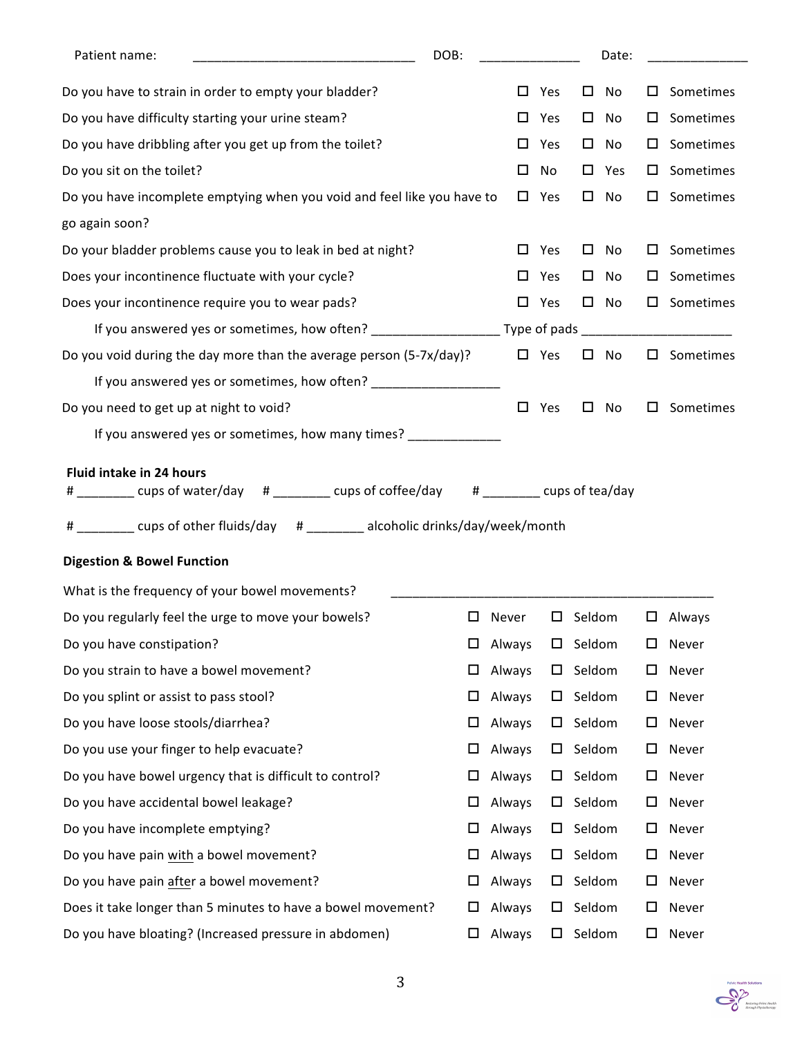Patient name: ______________________________ DOB: _____________ Date: _____________

| | | | |
|---|---|---|---|
| Do you have to strain in order to empty your bladder? | ☐ Yes | ☐ No | ☐ Sometimes |
| Do you have difficulty starting your urine steam? | ☐ Yes | ☐ No | ☐ Sometimes |
| Do you have dribbling after you get up from the toilet? | ☐ Yes | ☐ No | ☐ Sometimes |
| Do you sit on the toilet? | ☐ No | ☐ Yes | ☐ Sometimes |
| Do you have incomplete emptying when you void and feel like you have to go again soon? | ☐ Yes | ☐ No | ☐ Sometimes |
| Do your bladder problems cause you to leak in bed at night? | ☐ Yes | ☐ No | ☐ Sometimes |
| Does your incontinence fluctuate with your cycle? | ☐ Yes | ☐ No | ☐ Sometimes |
| Does your incontinence require you to wear pads? | ☐ Yes | ☐ No | ☐ Sometimes |

If you answered yes or sometimes, how often? _________________ Type of pads ____________________

| | | | |
|---|---|---|---|
| Do you void during the day more than the average person (5-7x/day)? | ☐ Yes | ☐ No | ☐ Sometimes |

If you answered yes or sometimes, how often? _________________

| | | | |
|---|---|---|---|
| Do you need to get up at night to void? | ☐ Yes | ☐ No | ☐ Sometimes |

If you answered yes or sometimes, how many times? ____________

**Fluid intake in 24 hours**

# ________ cups of water/day # ________ cups of coffee/day # ________ cups of tea/day

# ________ cups of other fluids/day # ________ alcoholic drinks/day/week/month

**Digestion & Bowel Function**

What is the frequency of your bowel movements? ____________________________________________

| | | | |
|---|---|---|---|
| Do you regularly feel the urge to move your bowels? | ☐ Never | ☐ Seldom | ☐ Always |
| Do you have constipation? | ☐ Always | ☐ Seldom | ☐ Never |
| Do you strain to have a bowel movement? | ☐ Always | ☐ Seldom | ☐ Never |
| Do you splint or assist to pass stool? | ☐ Always | ☐ Seldom | ☐ Never |
| Do you have loose stools/diarrhea? | ☐ Always | ☐ Seldom | ☐ Never |
| Do you use your finger to help evacuate? | ☐ Always | ☐ Seldom | ☐ Never |
| Do you have bowel urgency that is difficult to control? | ☐ Always | ☐ Seldom | ☐ Never |
| Do you have accidental bowel leakage? | ☐ Always | ☐ Seldom | ☐ Never |
| Do you have incomplete emptying? | ☐ Always | ☐ Seldom | ☐ Never |
| Do you have pain <u>with</u> a bowel movement? | ☐ Always | ☐ Seldom | ☐ Never |
| Do you have pain <u>after</u> a bowel movement? | ☐ Always | ☐ Seldom | ☐ Never |
| Does it take longer than 5 minutes to have a bowel movement? | ☐ Always | ☐ Seldom | ☐ Never |
| Do you have bloating? (Increased pressure in abdomen) | ☐ Always | ☐ Seldom | ☐ Never |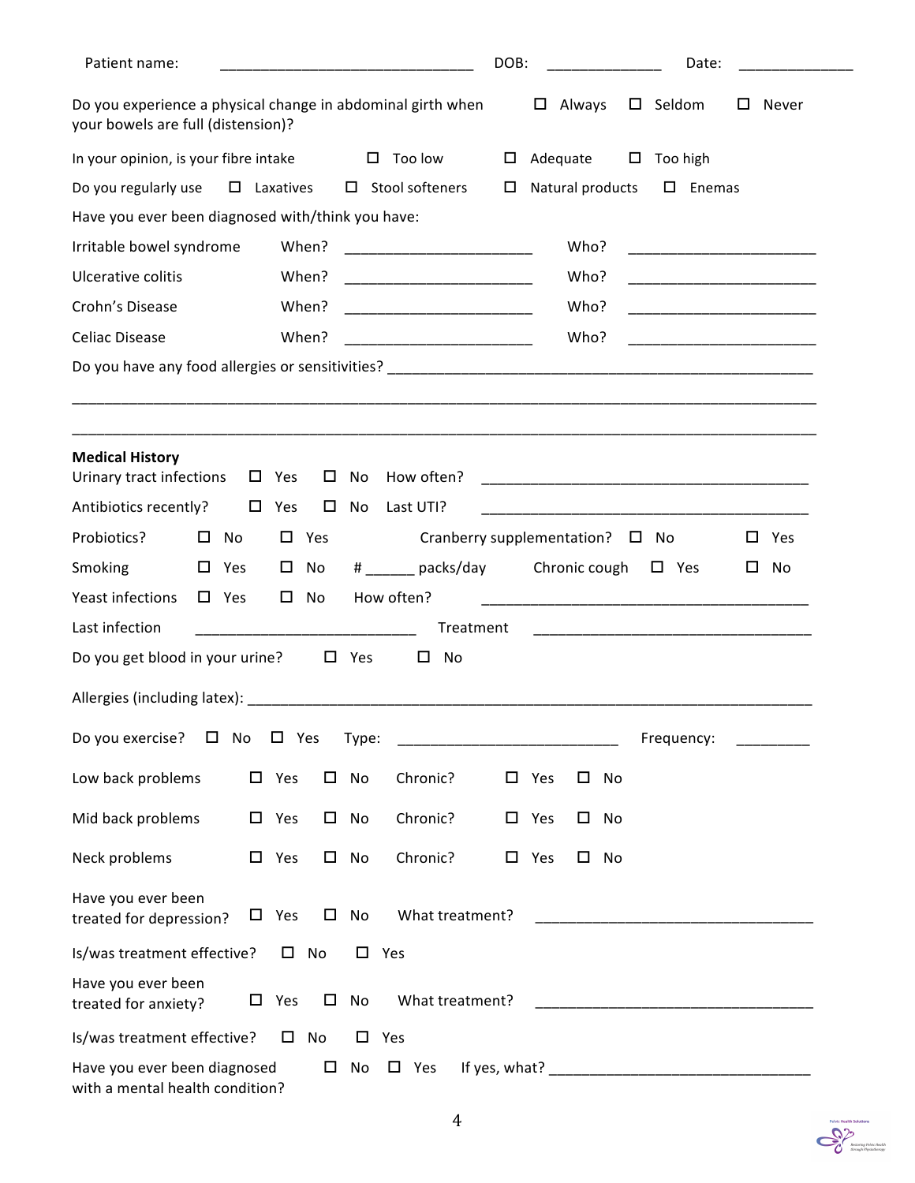Patient name: ________________________________ DOB: ______________ Date: ______________

Do you experience a physical change in abdominal girth when your bowels are full (distension)? ☐ Always ☐ Seldom ☐ Never

In your opinion, is your fibre intake ☐ Too low ☐ Adequate ☐ Too high

Do you regularly use ☐ Laxatives ☐ Stool softeners ☐ Natural products ☐ Enemas

Have you ever been diagnosed with/think you have:

Irritable bowel syndrome When? ________________________ Who? ________________________

Ulcerative colitis When? ________________________ Who? ________________________

Crohn's Disease When? ________________________ Who? ________________________

Celiac Disease When? ________________________ Who? ________________________

Do you have any food allergies or sensitivities? ________________________________________________________

______________________________________________________________________________________________

______________________________________________________________________________________________

**Medical History**

Urinary tract infections ☐ Yes ☐ No How often? __________________________________________

Antibiotics recently? ☐ Yes ☐ No Last UTI? __________________________________________

Probiotics? ☐ No ☐ Yes Cranberry supplementation? ☐ No ☐ Yes

Smoking ☐ Yes ☐ No # ______ packs/day Chronic cough ☐ Yes ☐ No

Yeast infections ☐ Yes ☐ No How often? __________________________________________

Last infection ____________________________ Treatment ____________________________________

Do you get blood in your urine? ☐ Yes ☐ No

Allergies (including latex): ____________________________________________________________________

Do you exercise? ☐ No ☐ Yes Type: ____________________________ Frequency: _________

Low back problems ☐ Yes ☐ No Chronic? ☐ Yes ☐ No

Mid back problems ☐ Yes ☐ No Chronic? ☐ Yes ☐ No

Neck problems ☐ Yes ☐ No Chronic? ☐ Yes ☐ No

Have you ever been treated for depression? ☐ Yes ☐ No What treatment? ____________________________________

Is/was treatment effective? ☐ No ☐ Yes

Have you ever been treated for anxiety? ☐ Yes ☐ No What treatment? ____________________________________

Is/was treatment effective? ☐ No ☐ Yes

Have you ever been diagnosed with a mental health condition? ☐ No ☐ Yes If yes, what? __________________________________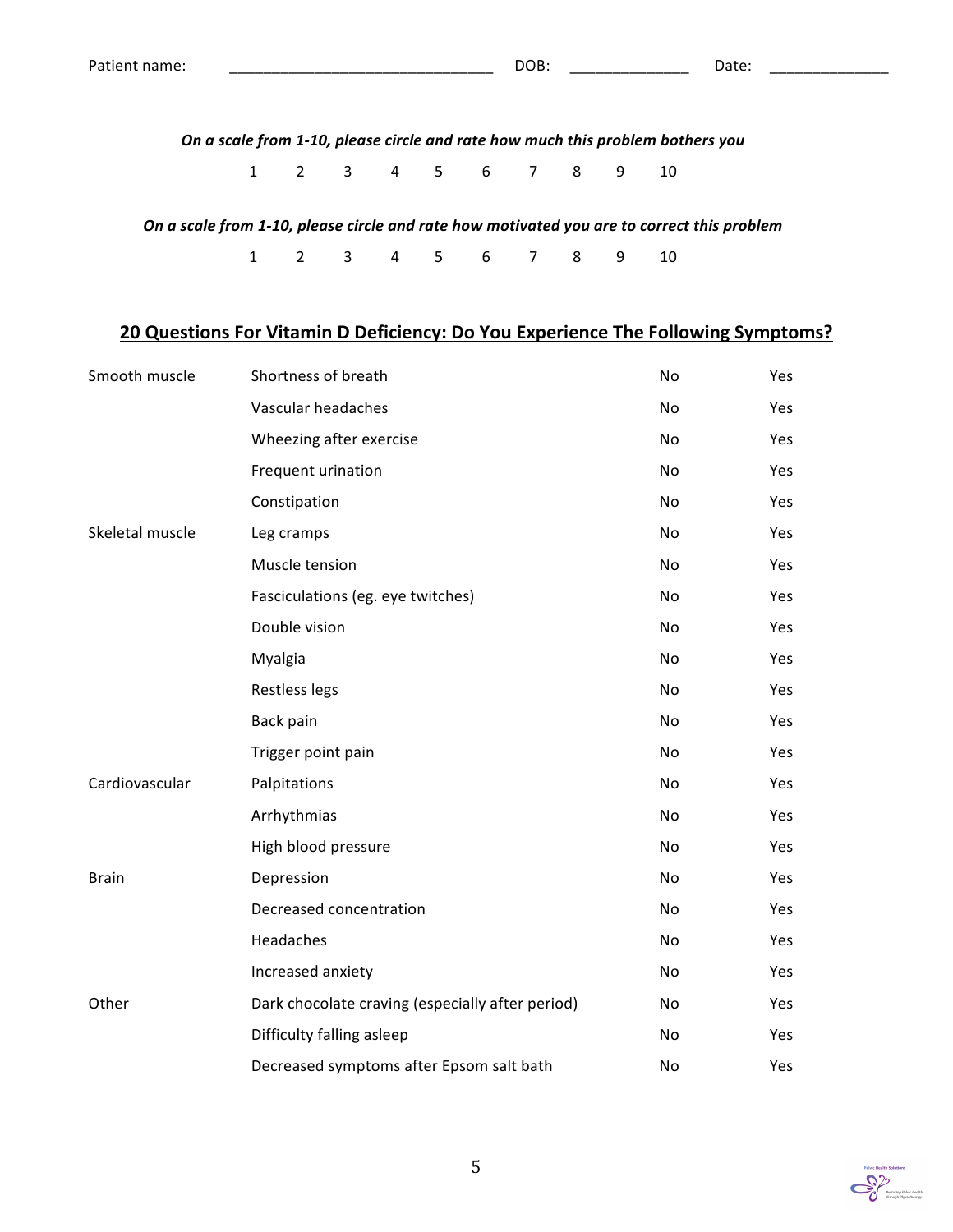Patient name: ______________________________ DOB: ______________ Date: ______________

***On a scale from 1-10, please circle and rate how much this problem bothers you***

1 2 3 4 5 6 7 8 9 10

***On a scale from 1-10, please circle and rate how motivated you are to correct this problem***

1 2 3 4 5 6 7 8 9 10

## 20 Questions For Vitamin D Deficiency: Do You Experience The Following Symptoms?

| | | | |
|---|---|---|---|
| Smooth muscle | Shortness of breath | No | Yes |
| | Vascular headaches | No | Yes |
| | Wheezing after exercise | No | Yes |
| | Frequent urination | No | Yes |
| | Constipation | No | Yes |
| Skeletal muscle | Leg cramps | No | Yes |
| | Muscle tension | No | Yes |
| | Fasciculations (eg. eye twitches) | No | Yes |
| | Double vision | No | Yes |
| | Myalgia | No | Yes |
| | Restless legs | No | Yes |
| | Back pain | No | Yes |
| | Trigger point pain | No | Yes |
| Cardiovascular | Palpitations | No | Yes |
| | Arrhythmias | No | Yes |
| | High blood pressure | No | Yes |
| Brain | Depression | No | Yes |
| | Decreased concentration | No | Yes |
| | Headaches | No | Yes |
| | Increased anxiety | No | Yes |
| Other | Dark chocolate craving (especially after period) | No | Yes |
| | Difficulty falling asleep | No | Yes |
| | Decreased symptoms after Epsom salt bath | No | Yes |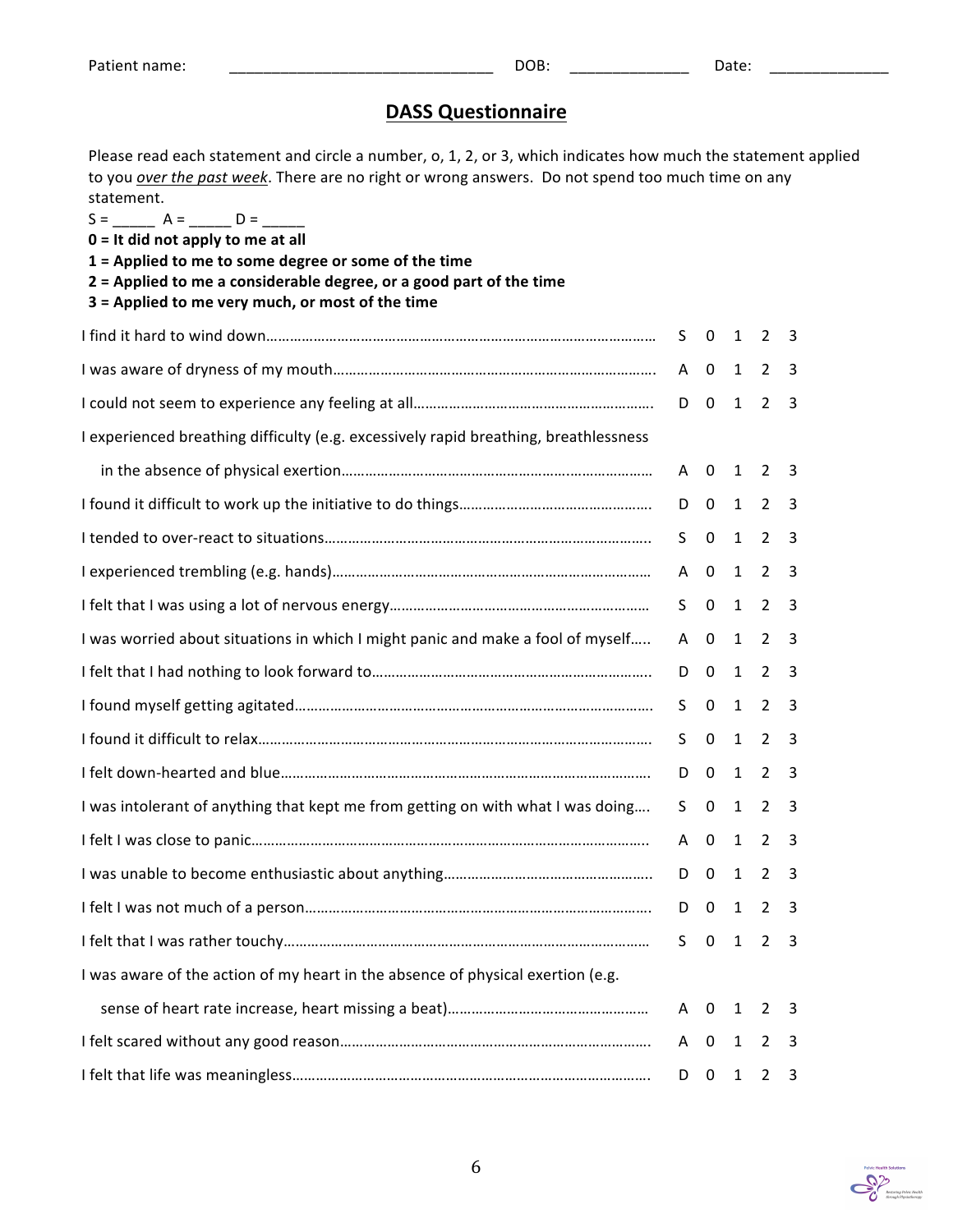Patient name: _______________________________ DOB: _____________ Date: _____________

## DASS Questionnaire

Please read each statement and circle a number, o, 1, 2, or 3, which indicates how much the statement applied to you *over the past week*. There are no right or wrong answers. Do not spend too much time on any statement.

S = _____ A = _____ D = _____

**0 = It did not apply to me at all**
**1 = Applied to me to some degree or some of the time**
**2 = Applied to me a considerable degree, or a good part of the time**
**3 = Applied to me very much, or most of the time**

| | | | | | |
|---|---|---|---|---|---|
| I find it hard to wind down………………………………………………………………………………… | S | 0 | 1 | 2 | 3 |
| I was aware of dryness of my mouth………………………………………………………………………. | A | 0 | 1 | 2 | 3 |
| I could not seem to experience any feeling at all…………………………………………………. | D | 0 | 1 | 2 | 3 |
| I experienced breathing difficulty (e.g. excessively rapid breathing, breathlessness in the absence of physical exertion…………………………………………………………………… | A | 0 | 1 | 2 | 3 |
| I found it difficult to work up the initiative to do things………………………………………. | D | 0 | 1 | 2 | 3 |
| I tended to over-react to situations………………………………………………………………………. | S | 0 | 1 | 2 | 3 |
| I experienced trembling (e.g. hands)…………………………………………………………………… | A | 0 | 1 | 2 | 3 |
| I felt that I was using a lot of nervous energy……………………………………………………… | S | 0 | 1 | 2 | 3 |
| I was worried about situations in which I might panic and make a fool of myself….. | A | 0 | 1 | 2 | 3 |
| I felt that I had nothing to look forward to…………………………………………………………. | D | 0 | 1 | 2 | 3 |
| I found myself getting agitated……………………………………………………………………………. | S | 0 | 1 | 2 | 3 |
| I found it difficult to relax……………………………………………………………………………………. | S | 0 | 1 | 2 | 3 |
| I felt down-hearted and blue………………………………………………………………………………. | D | 0 | 1 | 2 | 3 |
| I was intolerant of anything that kept me from getting on with what I was doing…. | S | 0 | 1 | 2 | 3 |
| I felt I was close to panic……………………………………………………………………………………. | A | 0 | 1 | 2 | 3 |
| I was unable to become enthusiastic about anything………………………………………………. | D | 0 | 1 | 2 | 3 |
| I felt I was not much of a person…………………………………………………………………………. | D | 0 | 1 | 2 | 3 |
| I felt that I was rather touchy……………………………………………………………………………… | S | 0 | 1 | 2 | 3 |
| I was aware of the action of my heart in the absence of physical exertion (e.g. sense of heart rate increase, heart missing a beat)…………………………………………… | A | 0 | 1 | 2 | 3 |
| I felt scared without any good reason……………………………………………………………………. | A | 0 | 1 | 2 | 3 |
| I felt that life was meaningless……………………………………………………………………………. | D | 0 | 1 | 2 | 3 |